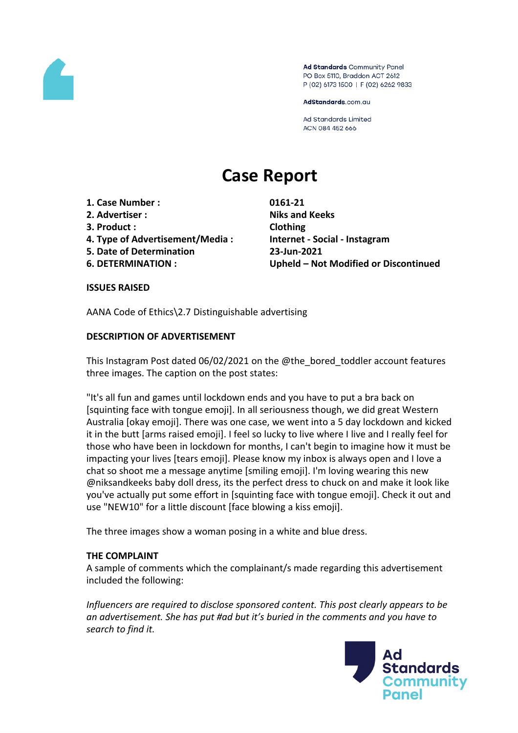Ad Standards Community Panel
PO Box 5110, Braddon ACT 2612
P (02) 6173 1500 | F (02) 6262 9833

AdStandards.com.au

Ad Standards Limited
ACN 084 452 666

# Case Report

| | |
|---|---|
| **1. Case Number :** | **0161-21** |
| **2. Advertiser :** | **Niks and Keeks** |
| **3. Product :** | **Clothing** |
| **4. Type of Advertisement/Media :** | **Internet - Social - Instagram** |
| **5. Date of Determination** | **23-Jun-2021** |
| **6. DETERMINATION :** | **Upheld – Not Modified or Discontinued** |

**ISSUES RAISED**

AANA Code of Ethics\2.7 Distinguishable advertising

**DESCRIPTION OF ADVERTISEMENT**

This Instagram Post dated 06/02/2021 on the @the_bored_toddler account features three images. The caption on the post states:

"It's all fun and games until lockdown ends and you have to put a bra back on [squinting face with tongue emoji]. In all seriousness though, we did great Western Australia [okay emoji]. There was one case, we went into a 5 day lockdown and kicked it in the butt [arms raised emoji]. I feel so lucky to live where I live and I really feel for those who have been in lockdown for months, I can't begin to imagine how it must be impacting your lives [tears emoji]. Please know my inbox is always open and I love a chat so shoot me a message anytime [smiling emoji]. I'm loving wearing this new @niksandkeeks baby doll dress, its the perfect dress to chuck on and make it look like you've actually put some effort in [squinting face with tongue emoji]. Check it out and use "NEW10" for a little discount [face blowing a kiss emoji].

The three images show a woman posing in a white and blue dress.

**THE COMPLAINT**

A sample of comments which the complainant/s made regarding this advertisement included the following:

*Influencers are required to disclose sponsored content. This post clearly appears to be an advertisement. She has put #ad but it's buried in the comments and you have to search to find it.*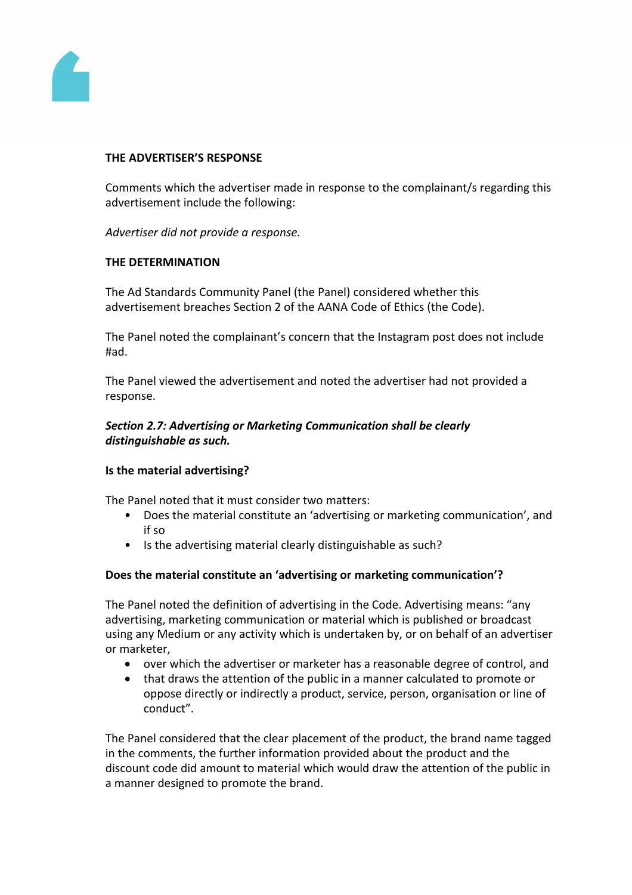**THE ADVERTISER'S RESPONSE**

Comments which the advertiser made in response to the complainant/s regarding this advertisement include the following:

*Advertiser did not provide a response.*

**THE DETERMINATION**

The Ad Standards Community Panel (the Panel) considered whether this advertisement breaches Section 2 of the AANA Code of Ethics (the Code).

The Panel noted the complainant's concern that the Instagram post does not include #ad.

The Panel viewed the advertisement and noted the advertiser had not provided a response.

***Section 2.7: Advertising or Marketing Communication shall be clearly distinguishable as such.***

**Is the material advertising?**

The Panel noted that it must consider two matters:

- Does the material constitute an 'advertising or marketing communication', and if so
- Is the advertising material clearly distinguishable as such?

**Does the material constitute an 'advertising or marketing communication'?**

The Panel noted the definition of advertising in the Code. Advertising means: "any advertising, marketing communication or material which is published or broadcast using any Medium or any activity which is undertaken by, or on behalf of an advertiser or marketer,

- over which the advertiser or marketer has a reasonable degree of control, and
- that draws the attention of the public in a manner calculated to promote or oppose directly or indirectly a product, service, person, organisation or line of conduct".

The Panel considered that the clear placement of the product, the brand name tagged in the comments, the further information provided about the product and the discount code did amount to material which would draw the attention of the public in a manner designed to promote the brand.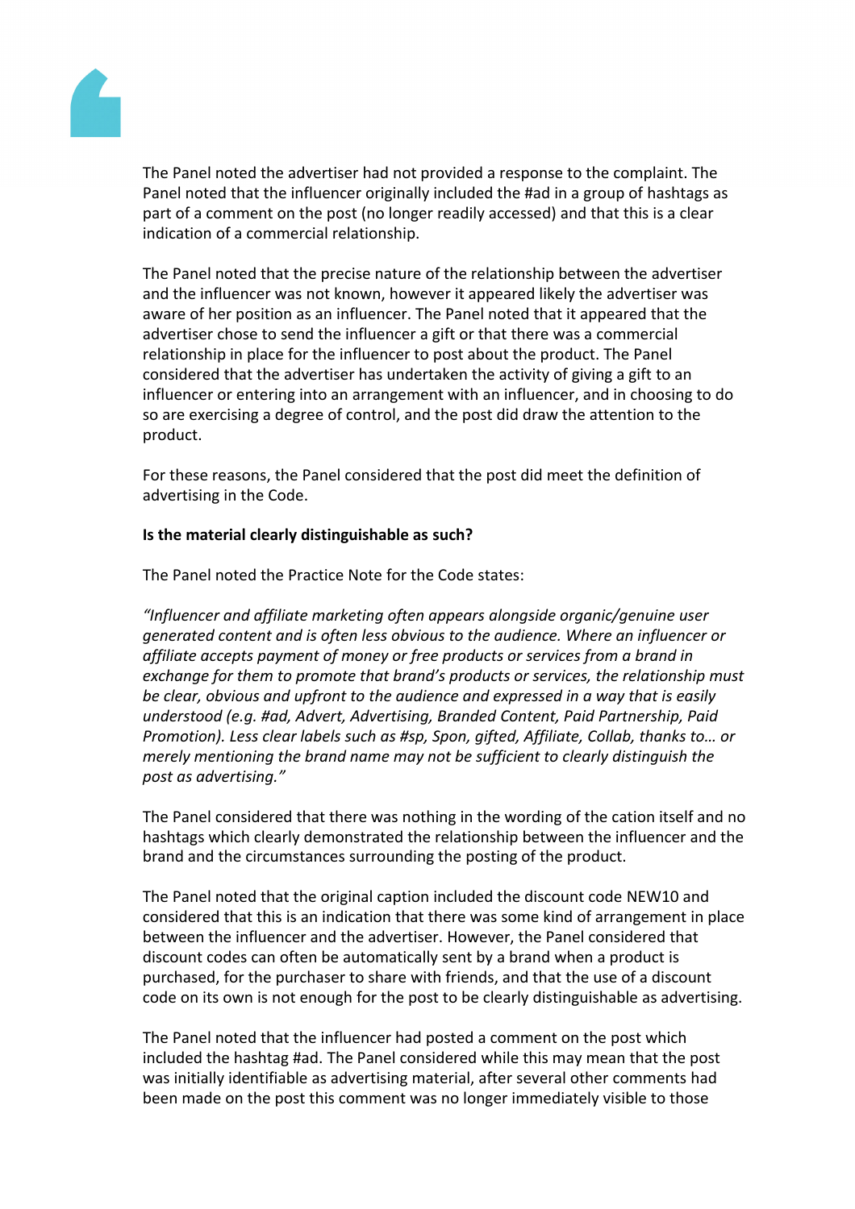The Panel noted the advertiser had not provided a response to the complaint. The Panel noted that the influencer originally included the #ad in a group of hashtags as part of a comment on the post (no longer readily accessed) and that this is a clear indication of a commercial relationship.

The Panel noted that the precise nature of the relationship between the advertiser and the influencer was not known, however it appeared likely the advertiser was aware of her position as an influencer. The Panel noted that it appeared that the advertiser chose to send the influencer a gift or that there was a commercial relationship in place for the influencer to post about the product. The Panel considered that the advertiser has undertaken the activity of giving a gift to an influencer or entering into an arrangement with an influencer, and in choosing to do so are exercising a degree of control, and the post did draw the attention to the product.

For these reasons, the Panel considered that the post did meet the definition of advertising in the Code.

**Is the material clearly distinguishable as such?**

The Panel noted the Practice Note for the Code states:

*"Influencer and affiliate marketing often appears alongside organic/genuine user generated content and is often less obvious to the audience. Where an influencer or affiliate accepts payment of money or free products or services from a brand in exchange for them to promote that brand's products or services, the relationship must be clear, obvious and upfront to the audience and expressed in a way that is easily understood (e.g. #ad, Advert, Advertising, Branded Content, Paid Partnership, Paid Promotion). Less clear labels such as #sp, Spon, gifted, Affiliate, Collab, thanks to… or merely mentioning the brand name may not be sufficient to clearly distinguish the post as advertising."*

The Panel considered that there was nothing in the wording of the cation itself and no hashtags which clearly demonstrated the relationship between the influencer and the brand and the circumstances surrounding the posting of the product.

The Panel noted that the original caption included the discount code NEW10 and considered that this is an indication that there was some kind of arrangement in place between the influencer and the advertiser. However, the Panel considered that discount codes can often be automatically sent by a brand when a product is purchased, for the purchaser to share with friends, and that the use of a discount code on its own is not enough for the post to be clearly distinguishable as advertising.

The Panel noted that the influencer had posted a comment on the post which included the hashtag #ad. The Panel considered while this may mean that the post was initially identifiable as advertising material, after several other comments had been made on the post this comment was no longer immediately visible to those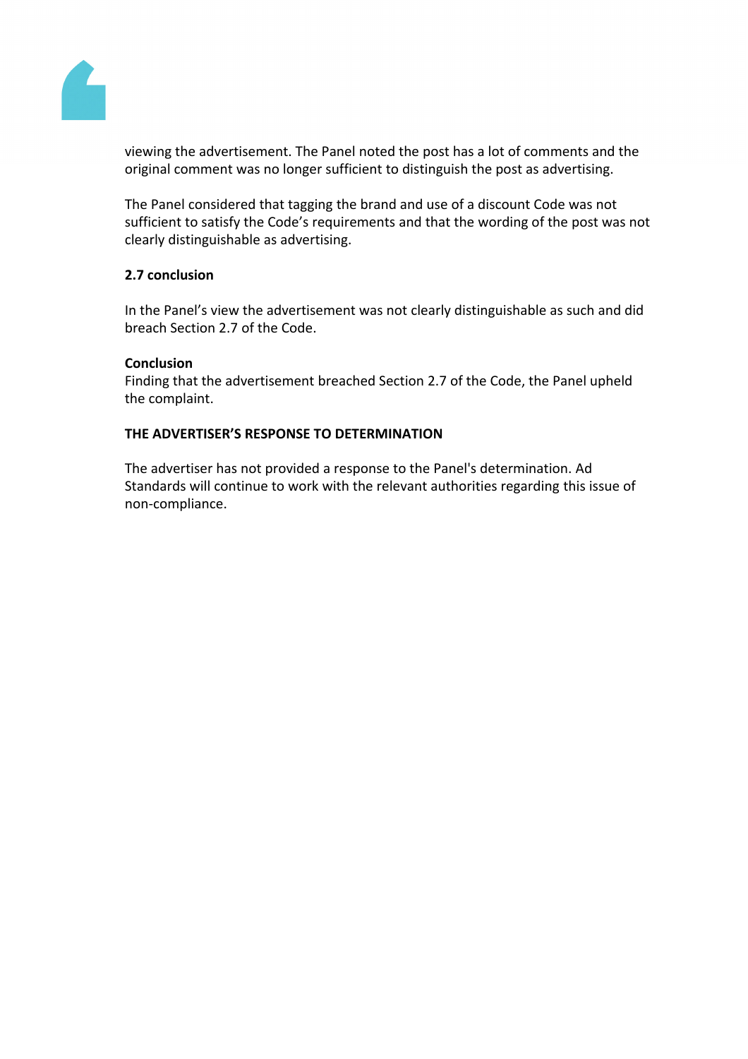viewing the advertisement. The Panel noted the post has a lot of comments and the original comment was no longer sufficient to distinguish the post as advertising.

The Panel considered that tagging the brand and use of a discount Code was not sufficient to satisfy the Code's requirements and that the wording of the post was not clearly distinguishable as advertising.

**2.7 conclusion**

In the Panel's view the advertisement was not clearly distinguishable as such and did breach Section 2.7 of the Code.

**Conclusion**

Finding that the advertisement breached Section 2.7 of the Code, the Panel upheld the complaint.

**THE ADVERTISER'S RESPONSE TO DETERMINATION**

The advertiser has not provided a response to the Panel's determination. Ad Standards will continue to work with the relevant authorities regarding this issue of non-compliance.